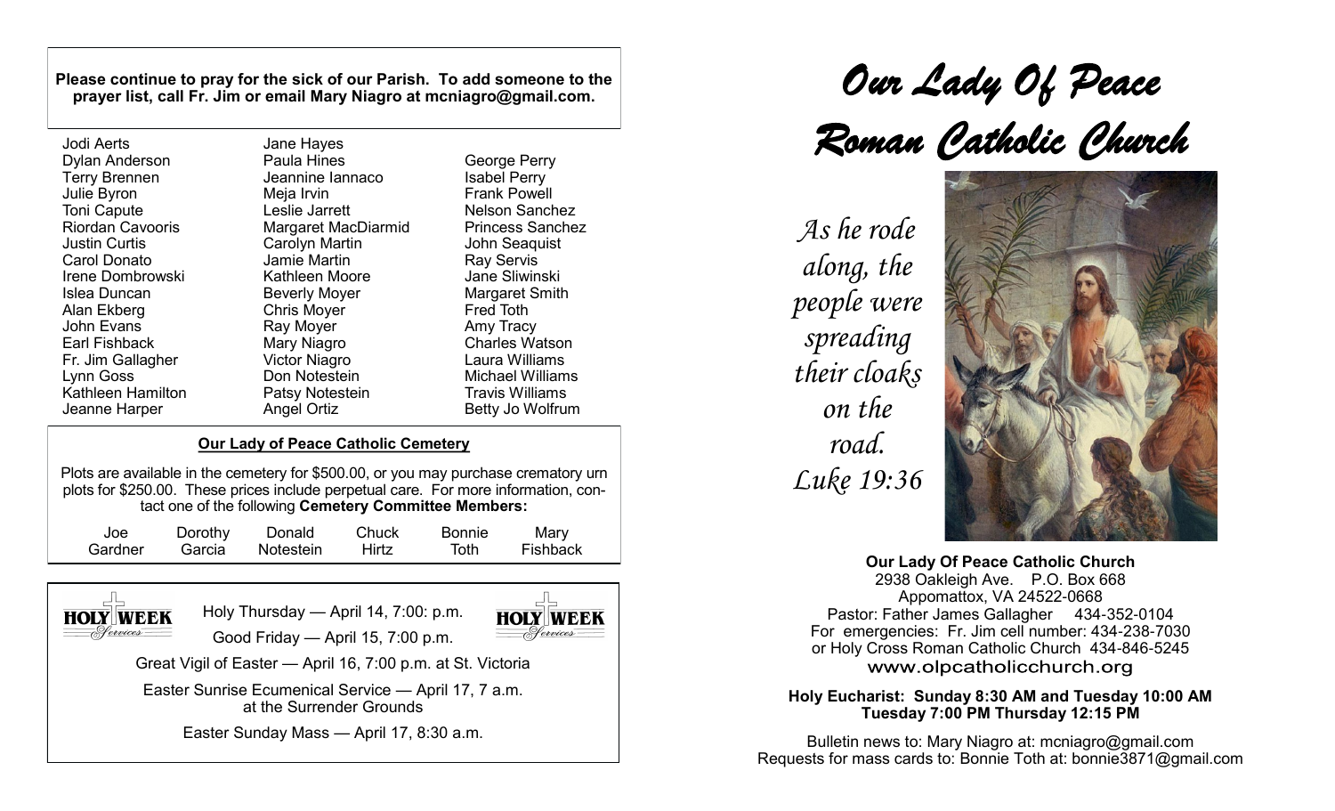**Please continue to pray for the sick of our Parish. To add someone to the prayer list, call Fr. Jim or email Mary Niagro at mcniagro@gmail.com.**

Jodi Aerts
Dylan Anderson
Terry Brennen
Julie Byron
Toni Capute
Riordan Cavooris
Justin Curtis
Carol Donato
Irene Dombrowski
Islea Duncan
Alan Ekberg
John Evans
Earl Fishback
Fr. Jim Gallagher
Lynn Goss
Kathleen Hamilton
Jeanne Harper
Jane Hayes
Paula Hines
Jeannine Iannaco
Meja Irvin
Leslie Jarrett
Margaret MacDiarmid
Carolyn Martin
Jamie Martin
Kathleen Moore
Beverly Moyer
Chris Moyer
Ray Moyer
Mary Niagro
Victor Niagro
Don Notestein
Patsy Notestein
Angel Ortiz
George Perry
Isabel Perry
Frank Powell
Nelson Sanchez
Princess Sanchez
John Seaquist
Ray Servis
Jane Sliwinski
Margaret Smith
Fred Toth
Amy Tracy
Charles Watson
Laura Williams
Michael Williams
Travis Williams
Betty Jo Wolfrum

## Our Lady of Peace Catholic Cemetery

Plots are available in the cemetery for $500.00, or you may purchase crematory urn plots for $250.00. These prices include perpetual care. For more information, contact one of the following **Cemetery Committee Members:**

Joe Gardner — Dorothy Garcia — Donald Notestein — Chuck Hirtz — Bonnie Toth — Mary Fishback

**HOLY WEEK Services**

Holy Thursday — April 14, 7:00: p.m.

Good Friday — April 15, 7:00 p.m.

Great Vigil of Easter — April 16, 7:00 p.m. at St. Victoria

Easter Sunrise Ecumenical Service — April 17, 7 a.m. at the Surrender Grounds

Easter Sunday Mass — April 17, 8:30 a.m.

# *Our Lady Of Peace Roman Catholic Church*

*As he rode along, the people were spreading their cloaks on the road. Luke 19:36*

**Our Lady Of Peace Catholic Church**
2938 Oakleigh Ave. P.O. Box 668
Appomattox, VA 24522-0668
Pastor: Father James Gallagher 434-352-0104
For emergencies: Fr. Jim cell number: 434-238-7030
or Holy Cross Roman Catholic Church 434-846-5245
www.olpcatholicchurch.org

**Holy Eucharist: Sunday 8:30 AM and Tuesday 10:00 AM**
**Tuesday 7:00 PM Thursday 12:15 PM**

Bulletin news to: Mary Niagro at: mcniagro@gmail.com
Requests for mass cards to: Bonnie Toth at: bonnie3871@gmail.com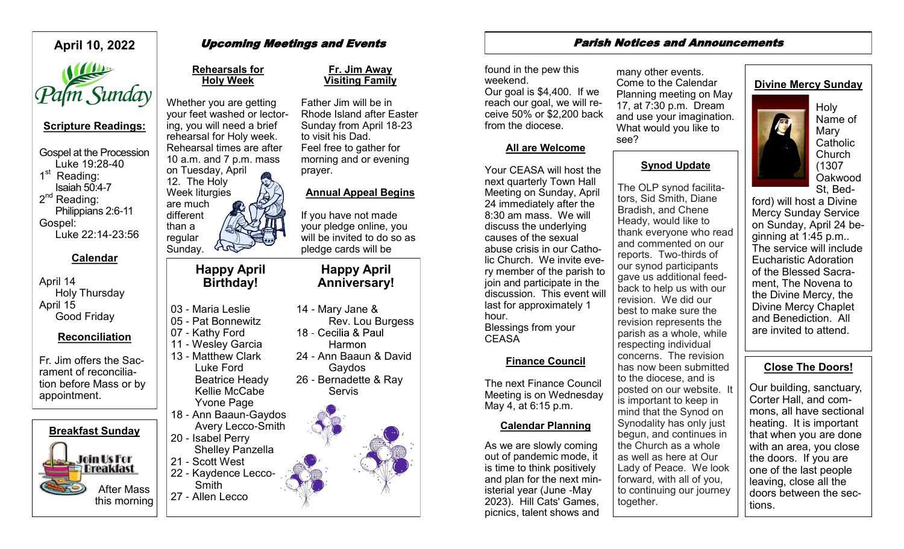## April 10, 2022

Palm Sunday

### Scripture Readings:

Gospel at the Procession
Luke 19:28-40
1st Reading:
Isaiah 50:4-7
2nd Reading:
Philippians 2:6-11
Gospel:
Luke 22:14-23:56

### Calendar

April 14
Holy Thursday
April 15
Good Friday

### Reconciliation

Fr. Jim offers the Sacrament of reconciliation before Mass or by appointment.

### Breakfast Sunday

Join Us For Breakfast

After Mass this morning

## *Upcoming Meetings and Events*

### Rehearsals for Holy Week

Whether you are getting your feet washed or lectoring, you will need a brief rehearsal for Holy week. Rehearsal times are after 10 a.m. and 7 p.m. mass on Tuesday, April 12. The Holy Week liturgies are much different than a regular Sunday.

### Fr. Jim Away Visiting Family

Father Jim will be in Rhode Island after Easter Sunday from April 18-23 to visit his Dad.
Feel free to gather for morning and or evening prayer.

### Annual Appeal Begins

If you have not made your pledge online, you will be invited to do so as pledge cards will be found in the pew this weekend.
Our goal is $4,400. If we reach our goal, we will receive 50% or $2,200 back from the diocese.

### Happy April Birthday!

03 - Maria Leslie
05 - Pat Bonnewitz
07 - Kathy Ford
11 - Wesley Garcia
13 - Matthew Clark
Luke Ford
Beatrice Heady
Kellie McCabe
Yvone Page
18 - Ann Baaun-Gaydos
Avery Lecco-Smith
20 - Isabel Perry
Shelley Panzella
21 - Scott West
22 - Kaydence Lecco-Smith
27 - Allen Lecco

### Happy April Anniversary!

14 - Mary Jane &
Rev. Lou Burgess
18 - Cecilia & Paul
Harmon
24 - Ann Baaun & David
Gaydos
26 - Bernadette & Ray
Servis

## *Parish Notices and Announcements*

### All are Welcome

Your CEASA will host the next quarterly Town Hall Meeting on Sunday, April 24 immediately after the 8:30 am mass. We will discuss the underlying causes of the sexual abuse crisis in our Catholic Church. We invite every member of the parish to join and participate in the discussion. This event will last for approximately 1 hour.
Blessings from your CEASA

### Finance Council

The next Finance Council Meeting is on Wednesday May 4, at 6:15 p.m.

### Calendar Planning

As we are slowly coming out of pandemic mode, it is time to think positively and plan for the next ministerial year (June -May 2023). Hill Cats' Games, picnics, talent shows and many other events. Come to the Calendar Planning meeting on May 17, at 7:30 p.m. Dream and use your imagination. What would you like to see?

### Synod Update

The OLP synod facilitators, Sid Smith, Diane Bradish, and Chene Heady, would like to thank everyone who read and commented on our reports. Two-thirds of our synod participants gave us additional feedback to help us with our revision. We did our best to make sure the revision represents the parish as a whole, while respecting individual concerns. The revision has now been submitted to the diocese, and is posted on our website. It is important to keep in mind that the Synod on Synodality has only just begun, and continues in the Church as a whole as well as here at Our Lady of Peace. We look forward, with all of you, to continuing our journey together.

### Divine Mercy Sunday

Holy Name of Mary Catholic Church (1307 Oakwood St, Bedford) will host a Divine Mercy Sunday Service on Sunday, April 24 beginning at 1:45 p.m.. The service will include Eucharistic Adoration of the Blessed Sacrament, The Novena to the Divine Mercy, the Divine Mercy Chaplet and Benediction. All are invited to attend.

### Close The Doors!

Our building, sanctuary, Corter Hall, and commons, all have sectional heating. It is important that when you are done with an area, you close the doors. If you are one of the last people leaving, close all the doors between the sections.